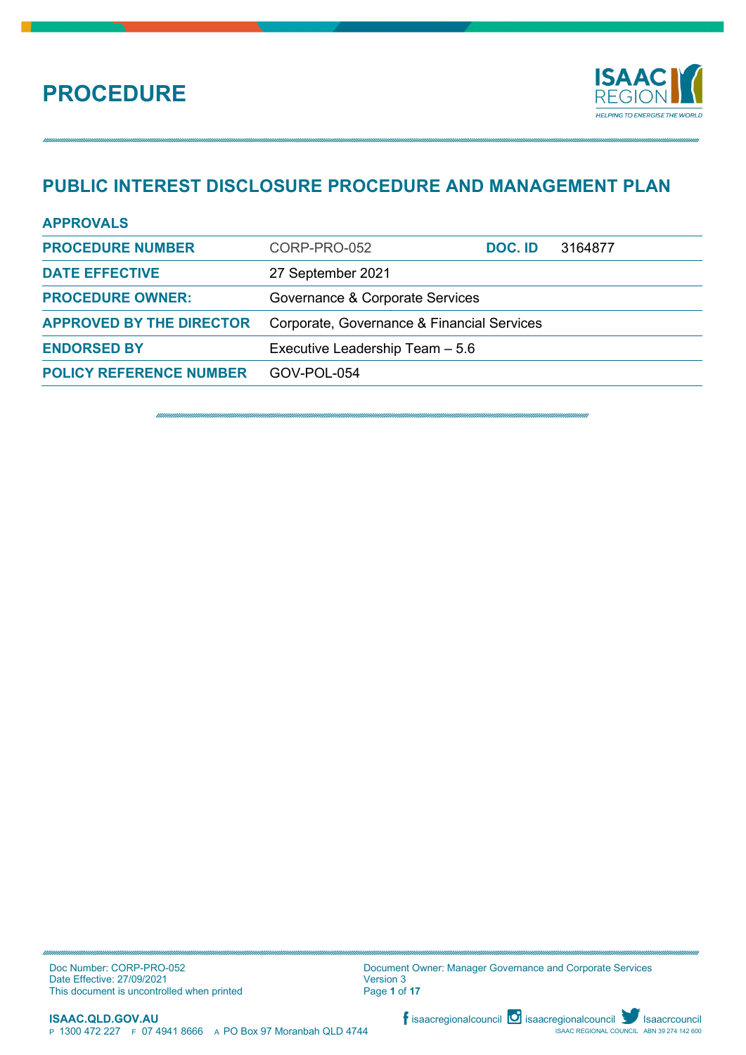# PROCEDURE

## PUBLIC INTEREST DISCLOSURE PROCEDURE AND MANAGEMENT PLAN

| APPROVALS | | | |
|---|---|---|---|
| **PROCEDURE NUMBER** | CORP-PRO-052 | **DOC. ID** | 3164877 |
| **DATE EFFECTIVE** | 27 September 2021 | | |
| **PROCEDURE OWNER:** | Governance & Corporate Services | | |
| **APPROVED BY THE DIRECTOR** | Corporate, Governance & Financial Services | | |
| **ENDORSED BY** | Executive Leadership Team – 5.6 | | |
| **POLICY REFERENCE NUMBER** | GOV-POL-054 | | |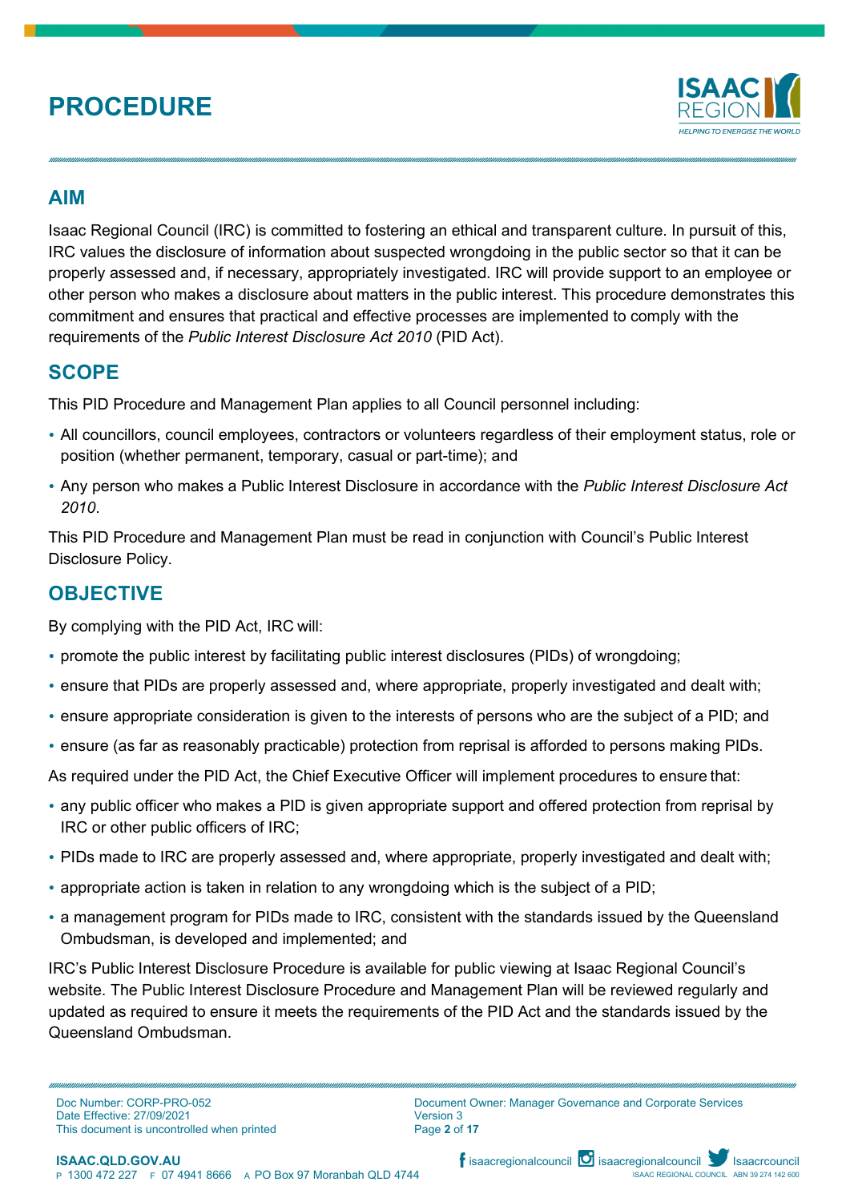# PROCEDURE

## AIM

Isaac Regional Council (IRC) is committed to fostering an ethical and transparent culture. In pursuit of this, IRC values the disclosure of information about suspected wrongdoing in the public sector so that it can be properly assessed and, if necessary, appropriately investigated. IRC will provide support to an employee or other person who makes a disclosure about matters in the public interest. This procedure demonstrates this commitment and ensures that practical and effective processes are implemented to comply with the requirements of the *Public Interest Disclosure Act 2010* (PID Act).

## SCOPE

This PID Procedure and Management Plan applies to all Council personnel including:

- All councillors, council employees, contractors or volunteers regardless of their employment status, role or position (whether permanent, temporary, casual or part-time); and
- Any person who makes a Public Interest Disclosure in accordance with the *Public Interest Disclosure Act 2010*.

This PID Procedure and Management Plan must be read in conjunction with Council's Public Interest Disclosure Policy.

## OBJECTIVE

By complying with the PID Act, IRC will:

- promote the public interest by facilitating public interest disclosures (PIDs) of wrongdoing;
- ensure that PIDs are properly assessed and, where appropriate, properly investigated and dealt with;
- ensure appropriate consideration is given to the interests of persons who are the subject of a PID; and
- ensure (as far as reasonably practicable) protection from reprisal is afforded to persons making PIDs.

As required under the PID Act, the Chief Executive Officer will implement procedures to ensure that:

- any public officer who makes a PID is given appropriate support and offered protection from reprisal by IRC or other public officers of IRC;
- PIDs made to IRC are properly assessed and, where appropriate, properly investigated and dealt with;
- appropriate action is taken in relation to any wrongdoing which is the subject of a PID;
- a management program for PIDs made to IRC, consistent with the standards issued by the Queensland Ombudsman, is developed and implemented; and

IRC's Public Interest Disclosure Procedure is available for public viewing at Isaac Regional Council's website. The Public Interest Disclosure Procedure and Management Plan will be reviewed regularly and updated as required to ensure it meets the requirements of the PID Act and the standards issued by the Queensland Ombudsman.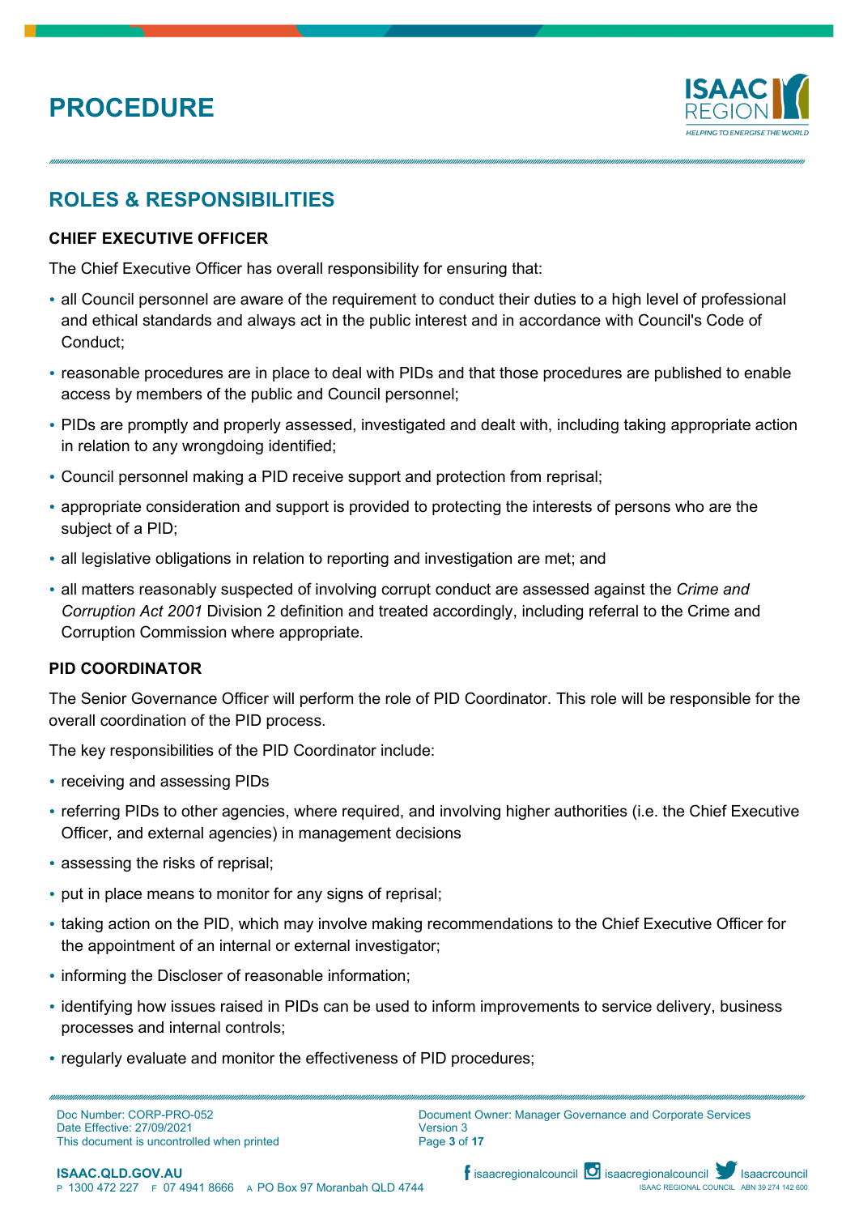## ROLES & RESPONSIBILITIES

### CHIEF EXECUTIVE OFFICER

The Chief Executive Officer has overall responsibility for ensuring that:

- all Council personnel are aware of the requirement to conduct their duties to a high level of professional and ethical standards and always act in the public interest and in accordance with Council's Code of Conduct;
- reasonable procedures are in place to deal with PIDs and that those procedures are published to enable access by members of the public and Council personnel;
- PIDs are promptly and properly assessed, investigated and dealt with, including taking appropriate action in relation to any wrongdoing identified;
- Council personnel making a PID receive support and protection from reprisal;
- appropriate consideration and support is provided to protecting the interests of persons who are the subject of a PID;
- all legislative obligations in relation to reporting and investigation are met; and
- all matters reasonably suspected of involving corrupt conduct are assessed against the *Crime and Corruption Act 2001* Division 2 definition and treated accordingly, including referral to the Crime and Corruption Commission where appropriate.

### PID COORDINATOR

The Senior Governance Officer will perform the role of PID Coordinator. This role will be responsible for the overall coordination of the PID process.

The key responsibilities of the PID Coordinator include:

- receiving and assessing PIDs
- referring PIDs to other agencies, where required, and involving higher authorities (i.e. the Chief Executive Officer, and external agencies) in management decisions
- assessing the risks of reprisal;
- put in place means to monitor for any signs of reprisal;
- taking action on the PID, which may involve making recommendations to the Chief Executive Officer for the appointment of an internal or external investigator;
- informing the Discloser of reasonable information;
- identifying how issues raised in PIDs can be used to inform improvements to service delivery, business processes and internal controls;
- regularly evaluate and monitor the effectiveness of PID procedures;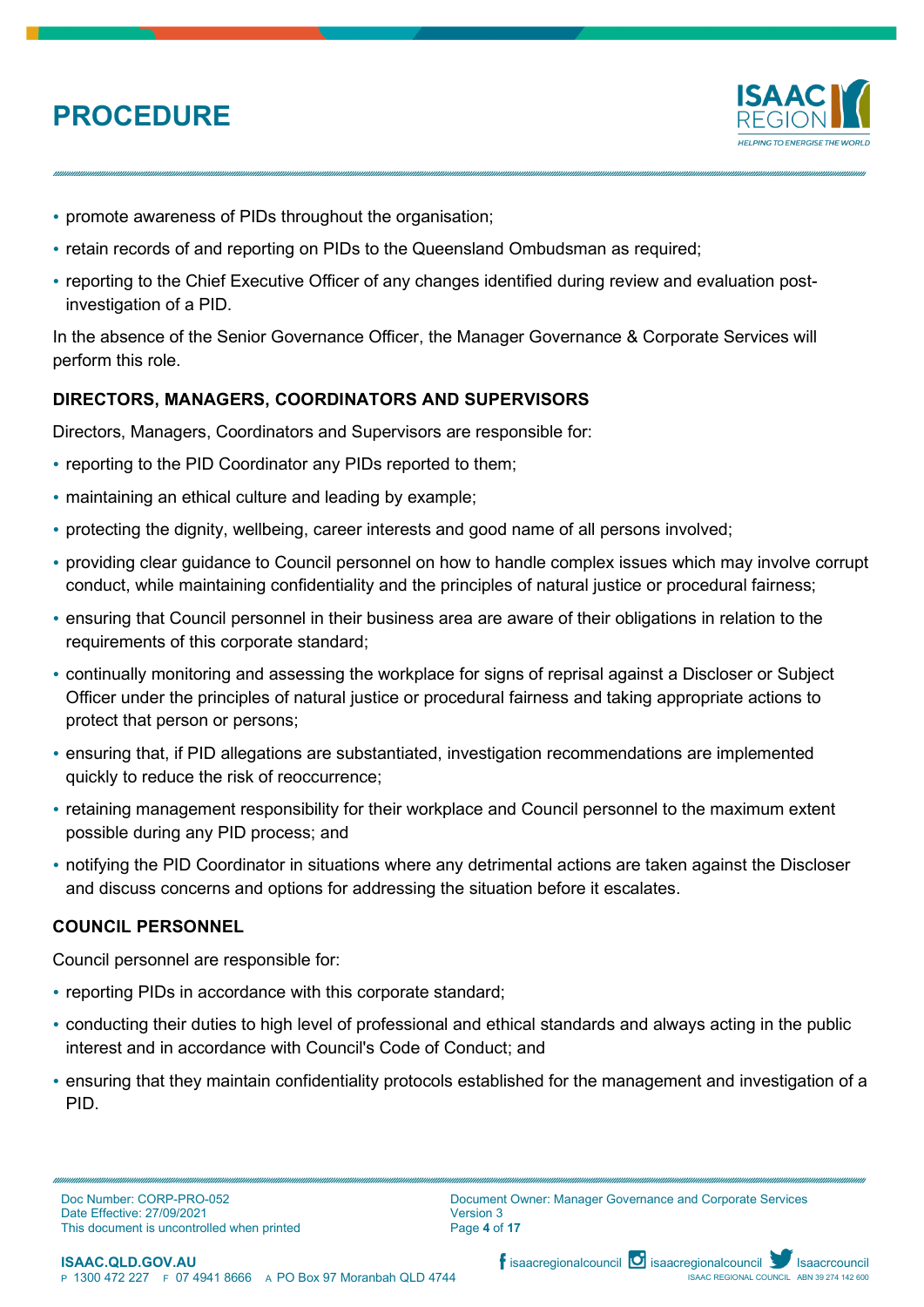- promote awareness of PIDs throughout the organisation;
- retain records of and reporting on PIDs to the Queensland Ombudsman as required;
- reporting to the Chief Executive Officer of any changes identified during review and evaluation post-investigation of a PID.

In the absence of the Senior Governance Officer, the Manager Governance & Corporate Services will perform this role.

### DIRECTORS, MANAGERS, COORDINATORS AND SUPERVISORS

Directors, Managers, Coordinators and Supervisors are responsible for:

- reporting to the PID Coordinator any PIDs reported to them;
- maintaining an ethical culture and leading by example;
- protecting the dignity, wellbeing, career interests and good name of all persons involved;
- providing clear guidance to Council personnel on how to handle complex issues which may involve corrupt conduct, while maintaining confidentiality and the principles of natural justice or procedural fairness;
- ensuring that Council personnel in their business area are aware of their obligations in relation to the requirements of this corporate standard;
- continually monitoring and assessing the workplace for signs of reprisal against a Discloser or Subject Officer under the principles of natural justice or procedural fairness and taking appropriate actions to protect that person or persons;
- ensuring that, if PID allegations are substantiated, investigation recommendations are implemented quickly to reduce the risk of reoccurrence;
- retaining management responsibility for their workplace and Council personnel to the maximum extent possible during any PID process; and
- notifying the PID Coordinator in situations where any detrimental actions are taken against the Discloser and discuss concerns and options for addressing the situation before it escalates.

### COUNCIL PERSONNEL

Council personnel are responsible for:

- reporting PIDs in accordance with this corporate standard;
- conducting their duties to high level of professional and ethical standards and always acting in the public interest and in accordance with Council's Code of Conduct; and
- ensuring that they maintain confidentiality protocols established for the management and investigation of a PID.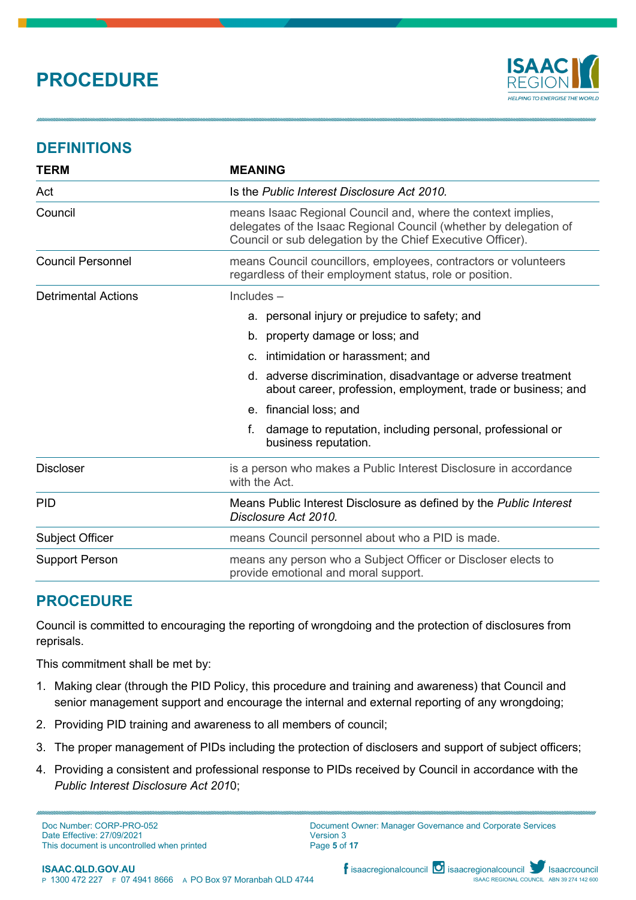# PROCEDURE

## DEFINITIONS

| TERM | MEANING |
|---|---|
| Act | Is the *Public Interest Disclosure Act 2010.* |
| Council | means Isaac Regional Council and, where the context implies, delegates of the Isaac Regional Council (whether by delegation of Council or sub delegation by the Chief Executive Officer). |
| Council Personnel | means Council councillors, employees, contractors or volunteers regardless of their employment status, role or position. |
| Detrimental Actions | Includes – a. personal injury or prejudice to safety; and b. property damage or loss; and c. intimidation or harassment; and d. adverse discrimination, disadvantage or adverse treatment about career, profession, employment, trade or business; and e. financial loss; and f. damage to reputation, including personal, professional or business reputation. |
| Discloser | is a person who makes a Public Interest Disclosure in accordance with the Act. |
| PID | Means Public Interest Disclosure as defined by the *Public Interest Disclosure Act 2010.* |
| Subject Officer | means Council personnel about who a PID is made. |
| Support Person | means any person who a Subject Officer or Discloser elects to provide emotional and moral support. |

## PROCEDURE

Council is committed to encouraging the reporting of wrongdoing and the protection of disclosures from reprisals.

This commitment shall be met by:

1. Making clear (through the PID Policy, this procedure and training and awareness) that Council and senior management support and encourage the internal and external reporting of any wrongdoing;
2. Providing PID training and awareness to all members of council;
3. The proper management of PIDs including the protection of disclosers and support of subject officers;
4. Providing a consistent and professional response to PIDs received by Council in accordance with the *Public Interest Disclosure Act 201*0;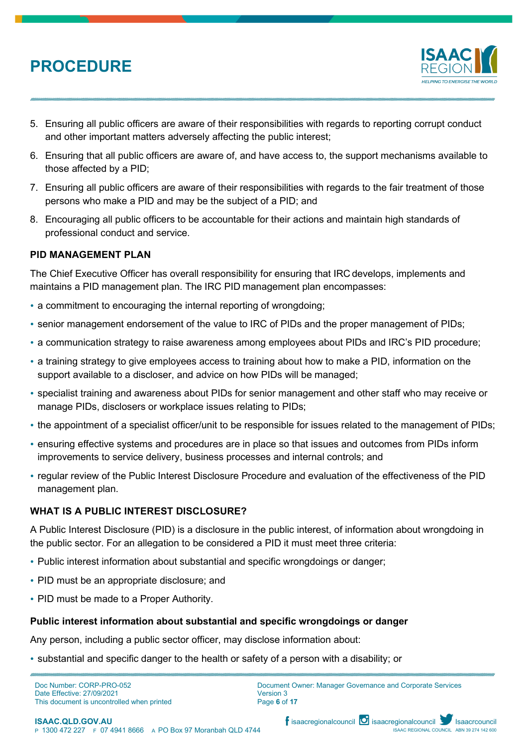5. Ensuring all public officers are aware of their responsibilities with regards to reporting corrupt conduct and other important matters adversely affecting the public interest;
6. Ensuring that all public officers are aware of, and have access to, the support mechanisms available to those affected by a PID;
7. Ensuring all public officers are aware of their responsibilities with regards to the fair treatment of those persons who make a PID and may be the subject of a PID; and
8. Encouraging all public officers to be accountable for their actions and maintain high standards of professional conduct and service.

**PID MANAGEMENT PLAN**

The Chief Executive Officer has overall responsibility for ensuring that IRC develops, implements and maintains a PID management plan. The IRC PID management plan encompasses:

- a commitment to encouraging the internal reporting of wrongdoing;
- senior management endorsement of the value to IRC of PIDs and the proper management of PIDs;
- a communication strategy to raise awareness among employees about PIDs and IRC's PID procedure;
- a training strategy to give employees access to training about how to make a PID, information on the support available to a discloser, and advice on how PIDs will be managed;
- specialist training and awareness about PIDs for senior management and other staff who may receive or manage PIDs, disclosers or workplace issues relating to PIDs;
- the appointment of a specialist officer/unit to be responsible for issues related to the management of PIDs;
- ensuring effective systems and procedures are in place so that issues and outcomes from PIDs inform improvements to service delivery, business processes and internal controls; and
- regular review of the Public Interest Disclosure Procedure and evaluation of the effectiveness of the PID management plan.

**WHAT IS A PUBLIC INTEREST DISCLOSURE?**

A Public Interest Disclosure (PID) is a disclosure in the public interest, of information about wrongdoing in the public sector. For an allegation to be considered a PID it must meet three criteria:

- Public interest information about substantial and specific wrongdoings or danger;
- PID must be an appropriate disclosure; and
- PID must be made to a Proper Authority.

**Public interest information about substantial and specific wrongdoings or danger**

Any person, including a public sector officer, may disclose information about:

- substantial and specific danger to the health or safety of a person with a disability; or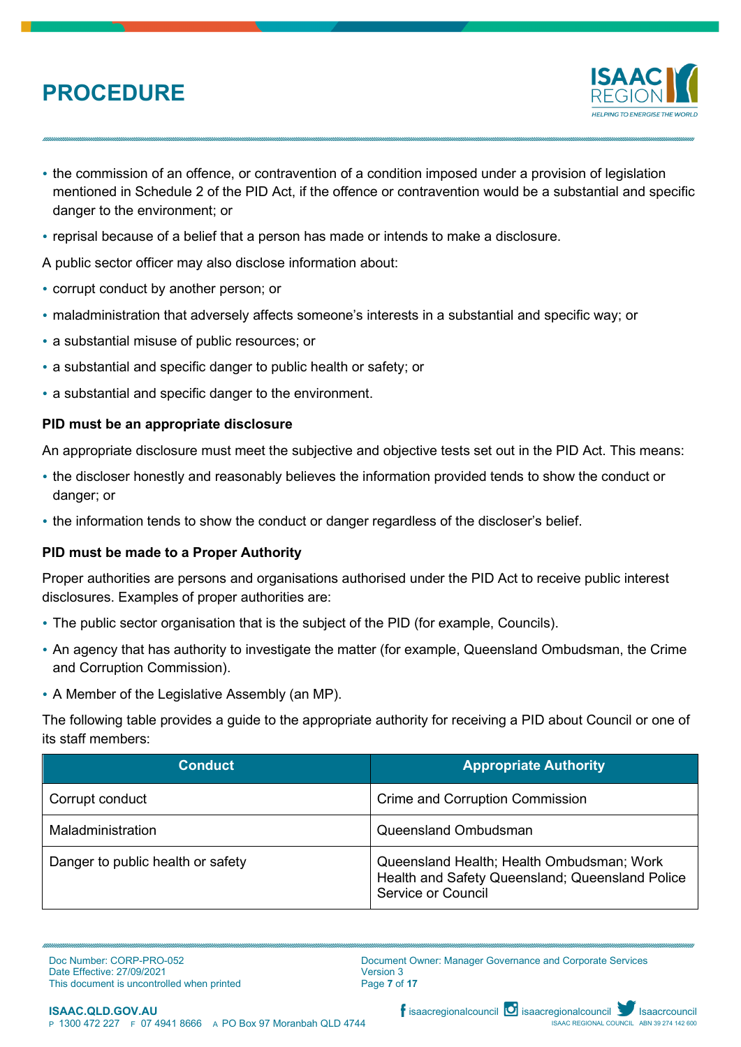- the commission of an offence, or contravention of a condition imposed under a provision of legislation mentioned in Schedule 2 of the PID Act, if the offence or contravention would be a substantial and specific danger to the environment; or
- reprisal because of a belief that a person has made or intends to make a disclosure.

A public sector officer may also disclose information about:

- corrupt conduct by another person; or
- maladministration that adversely affects someone's interests in a substantial and specific way; or
- a substantial misuse of public resources; or
- a substantial and specific danger to public health or safety; or
- a substantial and specific danger to the environment.

**PID must be an appropriate disclosure**

An appropriate disclosure must meet the subjective and objective tests set out in the PID Act. This means:

- the discloser honestly and reasonably believes the information provided tends to show the conduct or danger; or
- the information tends to show the conduct or danger regardless of the discloser's belief.

**PID must be made to a Proper Authority**

Proper authorities are persons and organisations authorised under the PID Act to receive public interest disclosures. Examples of proper authorities are:

- The public sector organisation that is the subject of the PID (for example, Councils).
- An agency that has authority to investigate the matter (for example, Queensland Ombudsman, the Crime and Corruption Commission).
- A Member of the Legislative Assembly (an MP).

The following table provides a guide to the appropriate authority for receiving a PID about Council or one of its staff members:

| Conduct | Appropriate Authority |
|---|---|
| Corrupt conduct | Crime and Corruption Commission |
| Maladministration | Queensland Ombudsman |
| Danger to public health or safety | Queensland Health; Health Ombudsman; Work Health and Safety Queensland; Queensland Police Service or Council |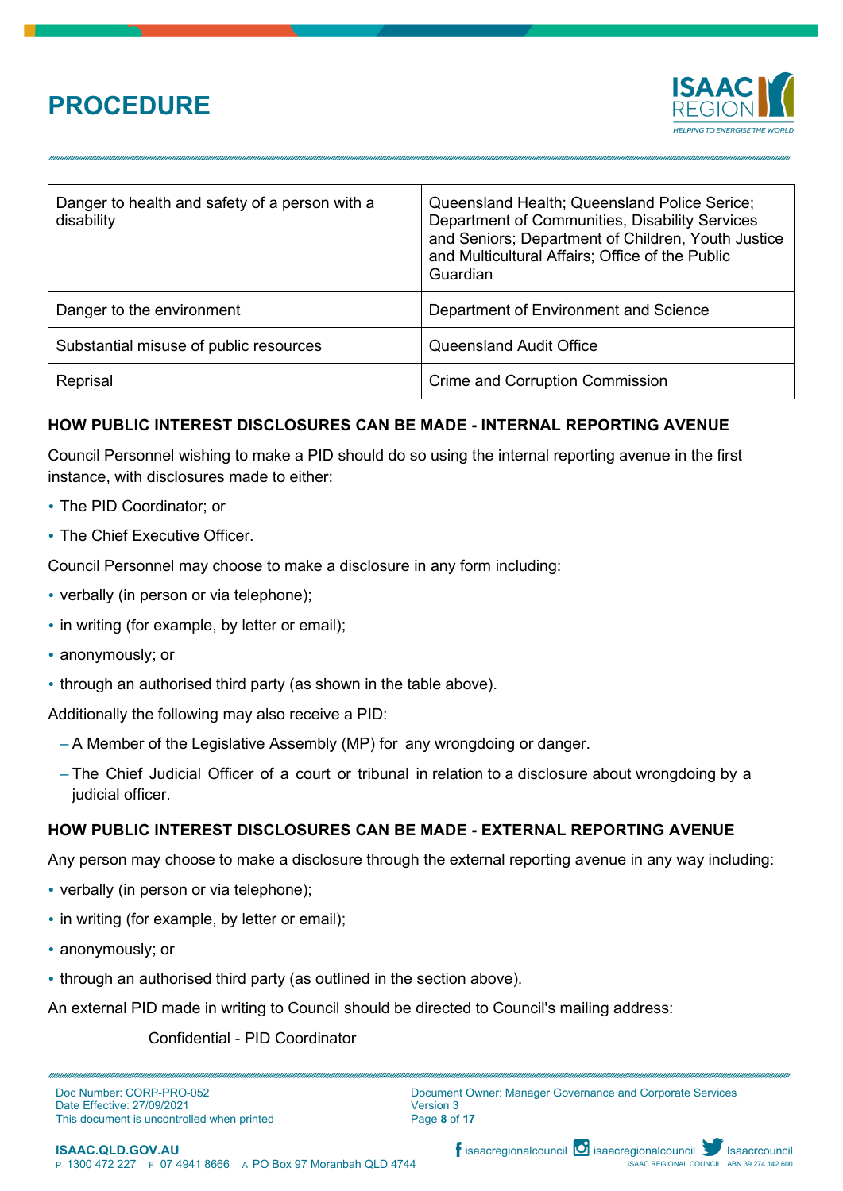| Danger to health and safety of a person with a disability | Queensland Health; Queensland Police Serice; Department of Communities, Disability Services and Seniors; Department of Children, Youth Justice and Multicultural Affairs; Office of the Public Guardian |
|---|---|
| Danger to the environment | Department of Environment and Science |
| Substantial misuse of public resources | Queensland Audit Office |
| Reprisal | Crime and Corruption Commission |

**HOW PUBLIC INTEREST DISCLOSURES CAN BE MADE - INTERNAL REPORTING AVENUE**

Council Personnel wishing to make a PID should do so using the internal reporting avenue in the first instance, with disclosures made to either:

- The PID Coordinator; or
- The Chief Executive Officer.

Council Personnel may choose to make a disclosure in any form including:

- verbally (in person or via telephone);
- in writing (for example, by letter or email);
- anonymously; or
- through an authorised third party (as shown in the table above).

Additionally the following may also receive a PID:

- A Member of the Legislative Assembly (MP) for any wrongdoing or danger.
- The Chief Judicial Officer of a court or tribunal in relation to a disclosure about wrongdoing by a judicial officer.

**HOW PUBLIC INTEREST DISCLOSURES CAN BE MADE - EXTERNAL REPORTING AVENUE**

Any person may choose to make a disclosure through the external reporting avenue in any way including:

- verbally (in person or via telephone);
- in writing (for example, by letter or email);
- anonymously; or
- through an authorised third party (as outlined in the section above).

An external PID made in writing to Council should be directed to Council's mailing address:

Confidential - PID Coordinator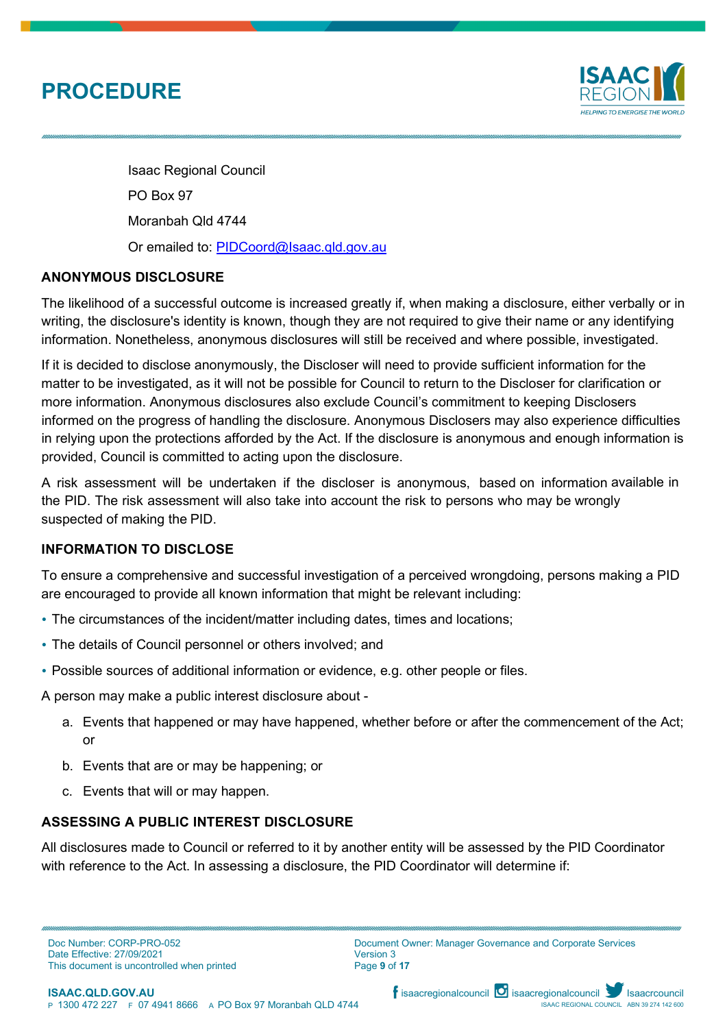Isaac Regional Council

PO Box 97

Moranbah Qld 4744

Or emailed to: PIDCoord@Isaac.qld.gov.au

## ANONYMOUS DISCLOSURE

The likelihood of a successful outcome is increased greatly if, when making a disclosure, either verbally or in writing, the disclosure's identity is known, though they are not required to give their name or any identifying information. Nonetheless, anonymous disclosures will still be received and where possible, investigated.

If it is decided to disclose anonymously, the Discloser will need to provide sufficient information for the matter to be investigated, as it will not be possible for Council to return to the Discloser for clarification or more information. Anonymous disclosures also exclude Council's commitment to keeping Disclosers informed on the progress of handling the disclosure. Anonymous Disclosers may also experience difficulties in relying upon the protections afforded by the Act. If the disclosure is anonymous and enough information is provided, Council is committed to acting upon the disclosure.

A risk assessment will be undertaken if the discloser is anonymous, based on information available in the PID. The risk assessment will also take into account the risk to persons who may be wrongly suspected of making the PID.

## INFORMATION TO DISCLOSE

To ensure a comprehensive and successful investigation of a perceived wrongdoing, persons making a PID are encouraged to provide all known information that might be relevant including:

- The circumstances of the incident/matter including dates, times and locations;
- The details of Council personnel or others involved; and
- Possible sources of additional information or evidence, e.g. other people or files.

A person may make a public interest disclosure about -

a. Events that happened or may have happened, whether before or after the commencement of the Act; or

b. Events that are or may be happening; or

c. Events that will or may happen.

## ASSESSING A PUBLIC INTEREST DISCLOSURE

All disclosures made to Council or referred to it by another entity will be assessed by the PID Coordinator with reference to the Act. In assessing a disclosure, the PID Coordinator will determine if: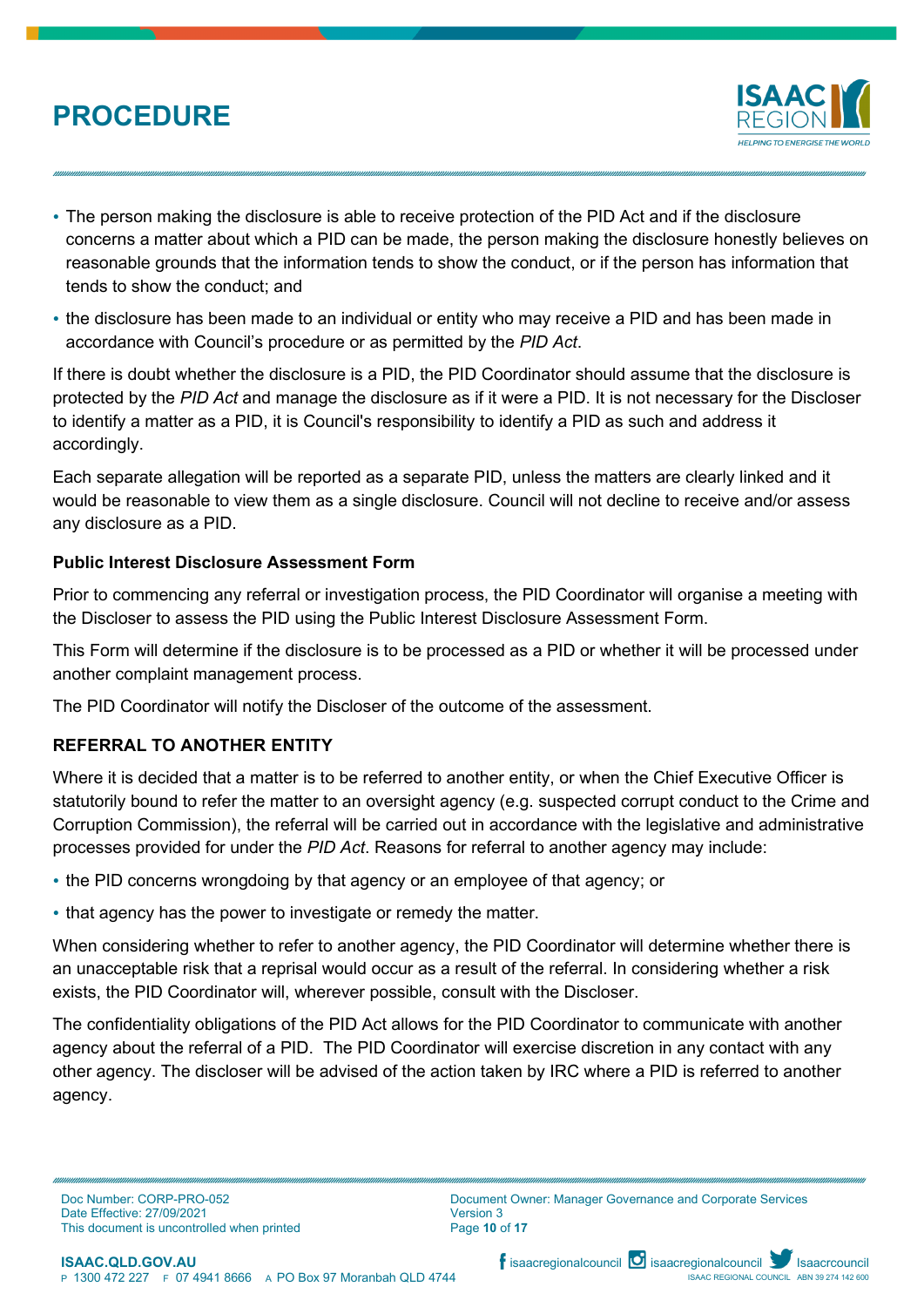- The person making the disclosure is able to receive protection of the PID Act and if the disclosure concerns a matter about which a PID can be made, the person making the disclosure honestly believes on reasonable grounds that the information tends to show the conduct, or if the person has information that tends to show the conduct; and
- the disclosure has been made to an individual or entity who may receive a PID and has been made in accordance with Council's procedure or as permitted by the *PID Act*.

If there is doubt whether the disclosure is a PID, the PID Coordinator should assume that the disclosure is protected by the *PID Act* and manage the disclosure as if it were a PID. It is not necessary for the Discloser to identify a matter as a PID, it is Council's responsibility to identify a PID as such and address it accordingly.

Each separate allegation will be reported as a separate PID, unless the matters are clearly linked and it would be reasonable to view them as a single disclosure. Council will not decline to receive and/or assess any disclosure as a PID.

**Public Interest Disclosure Assessment Form**

Prior to commencing any referral or investigation process, the PID Coordinator will organise a meeting with the Discloser to assess the PID using the Public Interest Disclosure Assessment Form.

This Form will determine if the disclosure is to be processed as a PID or whether it will be processed under another complaint management process.

The PID Coordinator will notify the Discloser of the outcome of the assessment.

## REFERRAL TO ANOTHER ENTITY

Where it is decided that a matter is to be referred to another entity, or when the Chief Executive Officer is statutorily bound to refer the matter to an oversight agency (e.g. suspected corrupt conduct to the Crime and Corruption Commission), the referral will be carried out in accordance with the legislative and administrative processes provided for under the *PID Act*. Reasons for referral to another agency may include:

- the PID concerns wrongdoing by that agency or an employee of that agency; or
- that agency has the power to investigate or remedy the matter.

When considering whether to refer to another agency, the PID Coordinator will determine whether there is an unacceptable risk that a reprisal would occur as a result of the referral. In considering whether a risk exists, the PID Coordinator will, wherever possible, consult with the Discloser.

The confidentiality obligations of the PID Act allows for the PID Coordinator to communicate with another agency about the referral of a PID. The PID Coordinator will exercise discretion in any contact with any other agency. The discloser will be advised of the action taken by IRC where a PID is referred to another agency.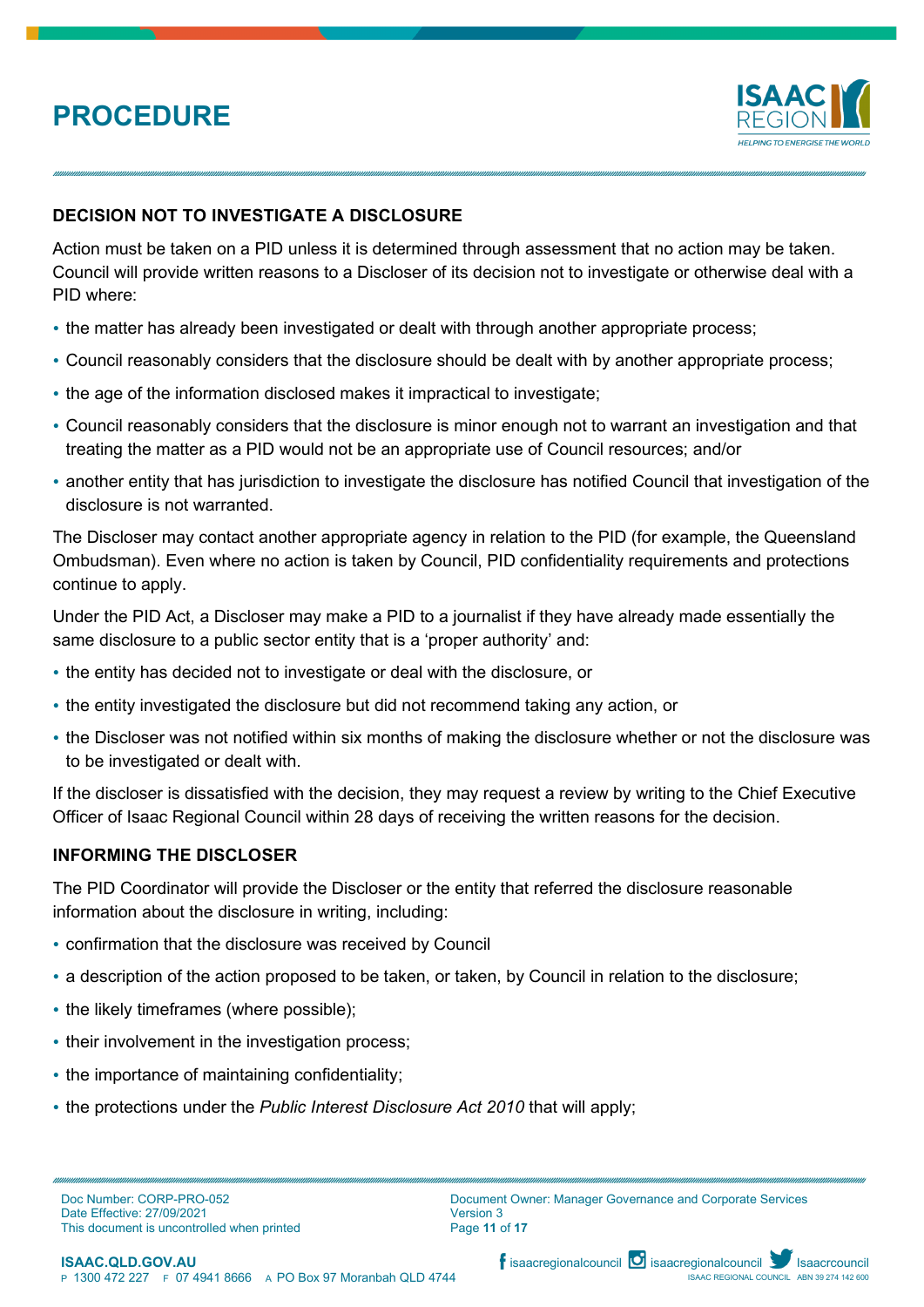### DECISION NOT TO INVESTIGATE A DISCLOSURE

Action must be taken on a PID unless it is determined through assessment that no action may be taken. Council will provide written reasons to a Discloser of its decision not to investigate or otherwise deal with a PID where:

- the matter has already been investigated or dealt with through another appropriate process;
- Council reasonably considers that the disclosure should be dealt with by another appropriate process;
- the age of the information disclosed makes it impractical to investigate;
- Council reasonably considers that the disclosure is minor enough not to warrant an investigation and that treating the matter as a PID would not be an appropriate use of Council resources; and/or
- another entity that has jurisdiction to investigate the disclosure has notified Council that investigation of the disclosure is not warranted.

The Discloser may contact another appropriate agency in relation to the PID (for example, the Queensland Ombudsman). Even where no action is taken by Council, PID confidentiality requirements and protections continue to apply.

Under the PID Act, a Discloser may make a PID to a journalist if they have already made essentially the same disclosure to a public sector entity that is a 'proper authority' and:

- the entity has decided not to investigate or deal with the disclosure, or
- the entity investigated the disclosure but did not recommend taking any action, or
- the Discloser was not notified within six months of making the disclosure whether or not the disclosure was to be investigated or dealt with.

If the discloser is dissatisfied with the decision, they may request a review by writing to the Chief Executive Officer of Isaac Regional Council within 28 days of receiving the written reasons for the decision.

### INFORMING THE DISCLOSER

The PID Coordinator will provide the Discloser or the entity that referred the disclosure reasonable information about the disclosure in writing, including:

- confirmation that the disclosure was received by Council
- a description of the action proposed to be taken, or taken, by Council in relation to the disclosure;
- the likely timeframes (where possible);
- their involvement in the investigation process;
- the importance of maintaining confidentiality;
- the protections under the *Public Interest Disclosure Act 2010* that will apply;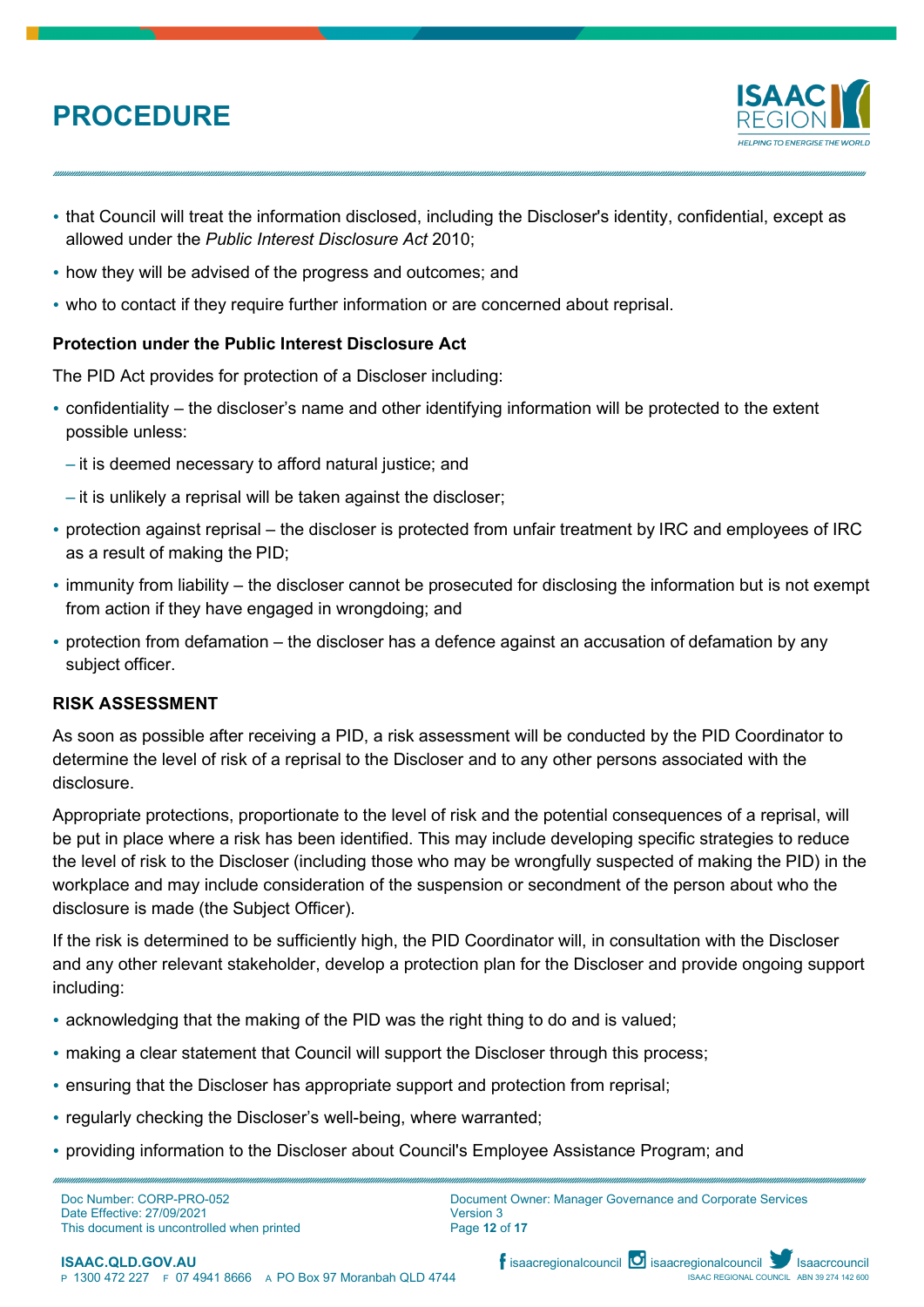- that Council will treat the information disclosed, including the Discloser's identity, confidential, except as allowed under the *Public Interest Disclosure Act* 2010;
- how they will be advised of the progress and outcomes; and
- who to contact if they require further information or are concerned about reprisal.

**Protection under the Public Interest Disclosure Act**

The PID Act provides for protection of a Discloser including:

- confidentiality – the discloser's name and other identifying information will be protected to the extent possible unless:
  - it is deemed necessary to afford natural justice; and
  - it is unlikely a reprisal will be taken against the discloser;
- protection against reprisal – the discloser is protected from unfair treatment by IRC and employees of IRC as a result of making the PID;
- immunity from liability – the discloser cannot be prosecuted for disclosing the information but is not exempt from action if they have engaged in wrongdoing; and
- protection from defamation – the discloser has a defence against an accusation of defamation by any subject officer.

**RISK ASSESSMENT**

As soon as possible after receiving a PID, a risk assessment will be conducted by the PID Coordinator to determine the level of risk of a reprisal to the Discloser and to any other persons associated with the disclosure.

Appropriate protections, proportionate to the level of risk and the potential consequences of a reprisal, will be put in place where a risk has been identified. This may include developing specific strategies to reduce the level of risk to the Discloser (including those who may be wrongfully suspected of making the PID) in the workplace and may include consideration of the suspension or secondment of the person about who the disclosure is made (the Subject Officer).

If the risk is determined to be sufficiently high, the PID Coordinator will, in consultation with the Discloser and any other relevant stakeholder, develop a protection plan for the Discloser and provide ongoing support including:

- acknowledging that the making of the PID was the right thing to do and is valued;
- making a clear statement that Council will support the Discloser through this process;
- ensuring that the Discloser has appropriate support and protection from reprisal;
- regularly checking the Discloser's well-being, where warranted;
- providing information to the Discloser about Council's Employee Assistance Program; and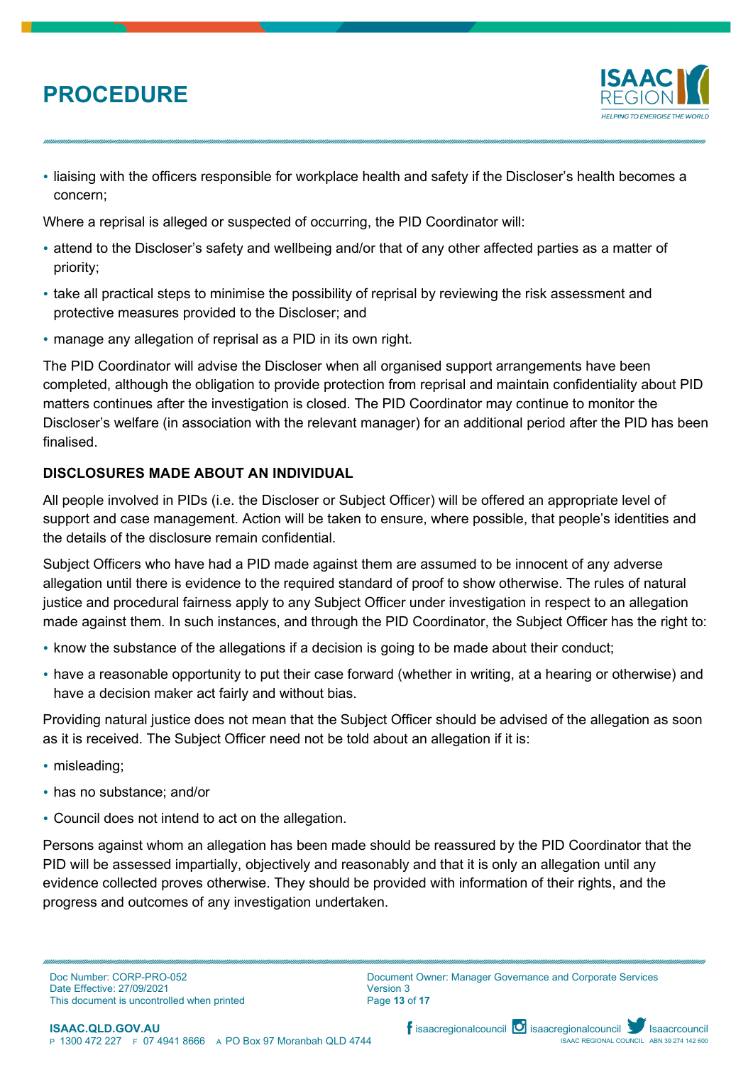- liaising with the officers responsible for workplace health and safety if the Discloser's health becomes a concern;

Where a reprisal is alleged or suspected of occurring, the PID Coordinator will:

- attend to the Discloser's safety and wellbeing and/or that of any other affected parties as a matter of priority;
- take all practical steps to minimise the possibility of reprisal by reviewing the risk assessment and protective measures provided to the Discloser; and
- manage any allegation of reprisal as a PID in its own right.

The PID Coordinator will advise the Discloser when all organised support arrangements have been completed, although the obligation to provide protection from reprisal and maintain confidentiality about PID matters continues after the investigation is closed. The PID Coordinator may continue to monitor the Discloser's welfare (in association with the relevant manager) for an additional period after the PID has been finalised.

### DISCLOSURES MADE ABOUT AN INDIVIDUAL

All people involved in PIDs (i.e. the Discloser or Subject Officer) will be offered an appropriate level of support and case management. Action will be taken to ensure, where possible, that people's identities and the details of the disclosure remain confidential.

Subject Officers who have had a PID made against them are assumed to be innocent of any adverse allegation until there is evidence to the required standard of proof to show otherwise. The rules of natural justice and procedural fairness apply to any Subject Officer under investigation in respect to an allegation made against them. In such instances, and through the PID Coordinator, the Subject Officer has the right to:

- know the substance of the allegations if a decision is going to be made about their conduct;
- have a reasonable opportunity to put their case forward (whether in writing, at a hearing or otherwise) and have a decision maker act fairly and without bias.

Providing natural justice does not mean that the Subject Officer should be advised of the allegation as soon as it is received. The Subject Officer need not be told about an allegation if it is:

- misleading;
- has no substance; and/or
- Council does not intend to act on the allegation.

Persons against whom an allegation has been made should be reassured by the PID Coordinator that the PID will be assessed impartially, objectively and reasonably and that it is only an allegation until any evidence collected proves otherwise. They should be provided with information of their rights, and the progress and outcomes of any investigation undertaken.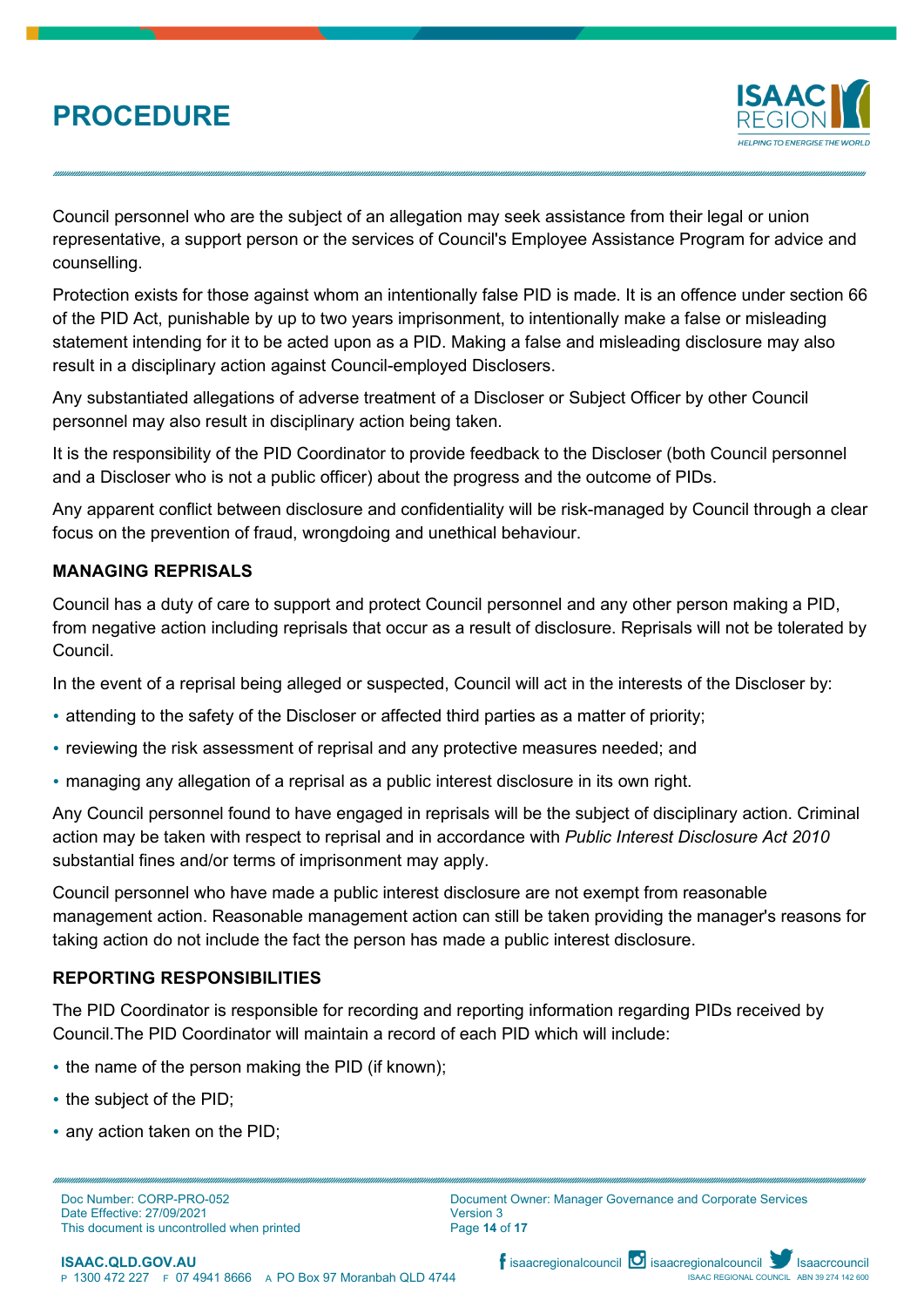Council personnel who are the subject of an allegation may seek assistance from their legal or union representative, a support person or the services of Council's Employee Assistance Program for advice and counselling.

Protection exists for those against whom an intentionally false PID is made. It is an offence under section 66 of the PID Act, punishable by up to two years imprisonment, to intentionally make a false or misleading statement intending for it to be acted upon as a PID. Making a false and misleading disclosure may also result in a disciplinary action against Council-employed Disclosers.

Any substantiated allegations of adverse treatment of a Discloser or Subject Officer by other Council personnel may also result in disciplinary action being taken.

It is the responsibility of the PID Coordinator to provide feedback to the Discloser (both Council personnel and a Discloser who is not a public officer) about the progress and the outcome of PIDs.

Any apparent conflict between disclosure and confidentiality will be risk-managed by Council through a clear focus on the prevention of fraud, wrongdoing and unethical behaviour.

**MANAGING REPRISALS**

Council has a duty of care to support and protect Council personnel and any other person making a PID, from negative action including reprisals that occur as a result of disclosure. Reprisals will not be tolerated by Council.

In the event of a reprisal being alleged or suspected, Council will act in the interests of the Discloser by:

- attending to the safety of the Discloser or affected third parties as a matter of priority;
- reviewing the risk assessment of reprisal and any protective measures needed; and
- managing any allegation of a reprisal as a public interest disclosure in its own right.

Any Council personnel found to have engaged in reprisals will be the subject of disciplinary action. Criminal action may be taken with respect to reprisal and in accordance with *Public Interest Disclosure Act 2010* substantial fines and/or terms of imprisonment may apply.

Council personnel who have made a public interest disclosure are not exempt from reasonable management action. Reasonable management action can still be taken providing the manager's reasons for taking action do not include the fact the person has made a public interest disclosure.

**REPORTING RESPONSIBILITIES**

The PID Coordinator is responsible for recording and reporting information regarding PIDs received by Council.The PID Coordinator will maintain a record of each PID which will include:

- the name of the person making the PID (if known);
- the subject of the PID;
- any action taken on the PID;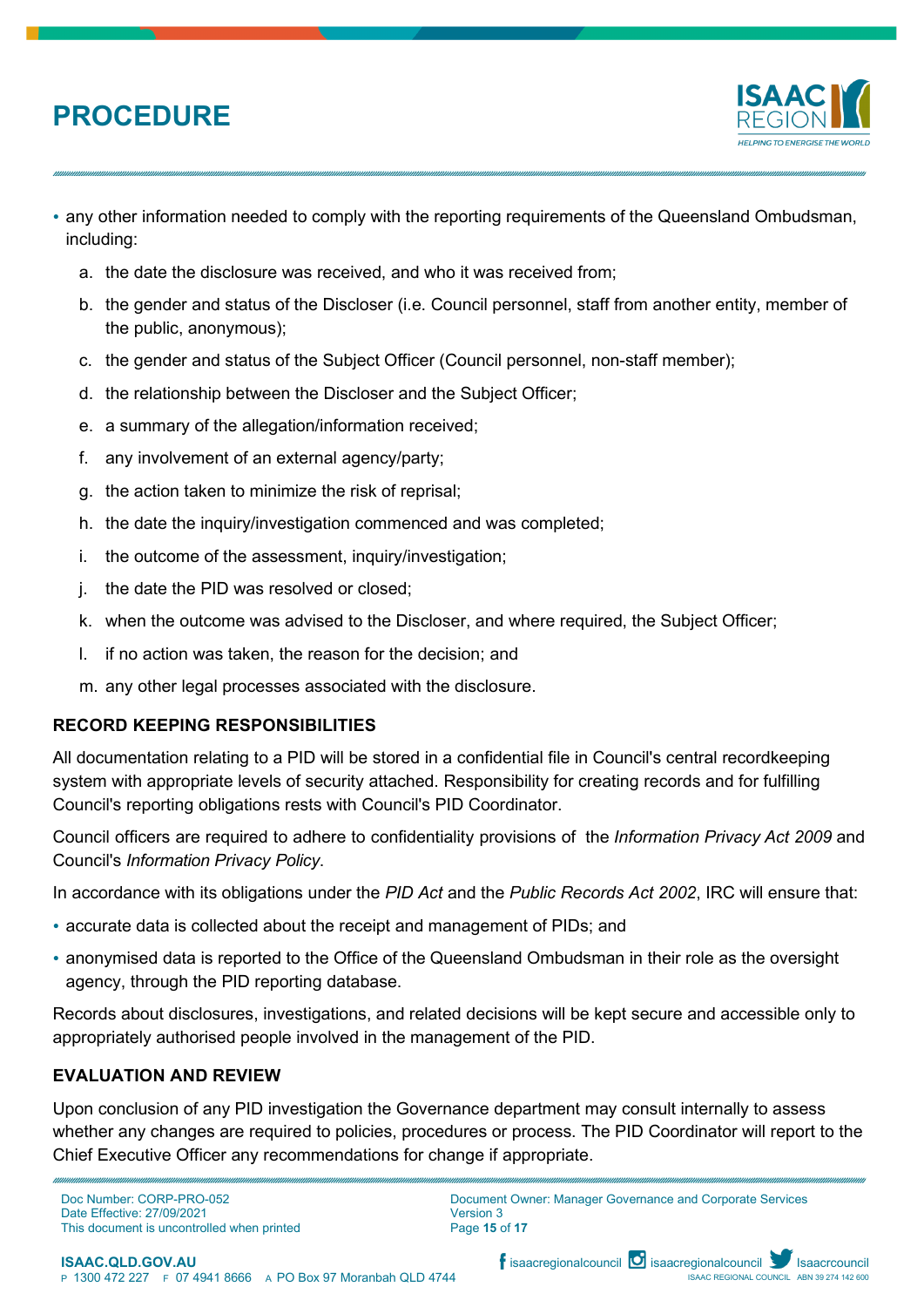- any other information needed to comply with the reporting requirements of the Queensland Ombudsman, including:
  a. the date the disclosure was received, and who it was received from;
  b. the gender and status of the Discloser (i.e. Council personnel, staff from another entity, member of the public, anonymous);
  c. the gender and status of the Subject Officer (Council personnel, non-staff member);
  d. the relationship between the Discloser and the Subject Officer;
  e. a summary of the allegation/information received;
  f. any involvement of an external agency/party;
  g. the action taken to minimize the risk of reprisal;
  h. the date the inquiry/investigation commenced and was completed;
  i. the outcome of the assessment, inquiry/investigation;
  j. the date the PID was resolved or closed;
  k. when the outcome was advised to the Discloser, and where required, the Subject Officer;
  l. if no action was taken, the reason for the decision; and
  m. any other legal processes associated with the disclosure.

## RECORD KEEPING RESPONSIBILITIES

All documentation relating to a PID will be stored in a confidential file in Council's central recordkeeping system with appropriate levels of security attached. Responsibility for creating records and for fulfilling Council's reporting obligations rests with Council's PID Coordinator.

Council officers are required to adhere to confidentiality provisions of the *Information Privacy Act 2009* and Council's *Information Privacy Policy.*

In accordance with its obligations under the *PID Act* and the *Public Records Act 2002*, IRC will ensure that:

- accurate data is collected about the receipt and management of PIDs; and
- anonymised data is reported to the Office of the Queensland Ombudsman in their role as the oversight agency, through the PID reporting database.

Records about disclosures, investigations, and related decisions will be kept secure and accessible only to appropriately authorised people involved in the management of the PID.

## EVALUATION AND REVIEW

Upon conclusion of any PID investigation the Governance department may consult internally to assess whether any changes are required to policies, procedures or process. The PID Coordinator will report to the Chief Executive Officer any recommendations for change if appropriate.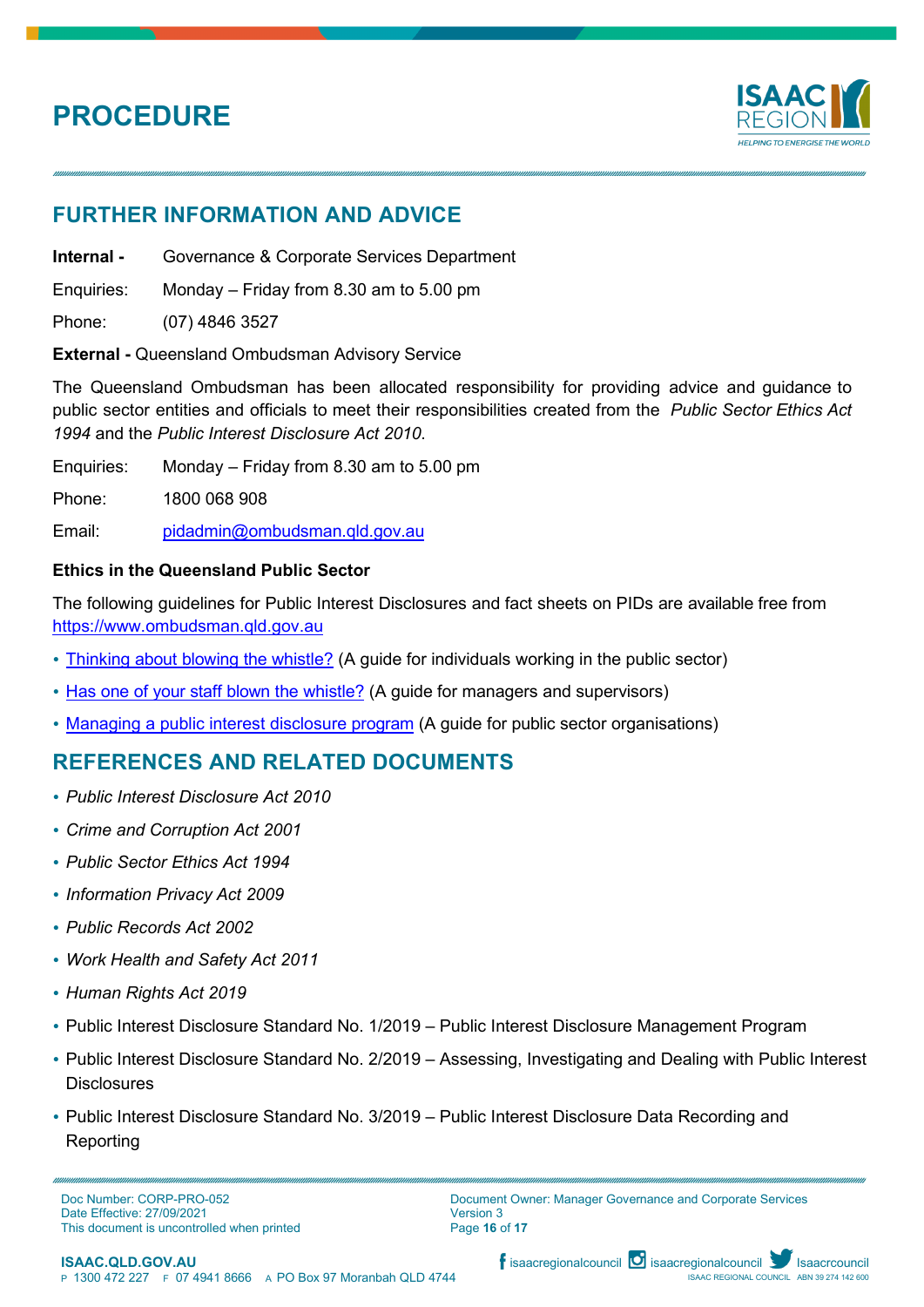## FURTHER INFORMATION AND ADVICE

**Internal -** Governance & Corporate Services Department

Enquiries: Monday – Friday from 8.30 am to 5.00 pm

Phone: (07) 4846 3527

**External -** Queensland Ombudsman Advisory Service

The Queensland Ombudsman has been allocated responsibility for providing advice and guidance to public sector entities and officials to meet their responsibilities created from the *Public Sector Ethics Act 1994* and the *Public Interest Disclosure Act 2010*.

Enquiries: Monday – Friday from 8.30 am to 5.00 pm

Phone: 1800 068 908

Email: pidadmin@ombudsman.qld.gov.au

**Ethics in the Queensland Public Sector**

The following guidelines for Public Interest Disclosures and fact sheets on PIDs are available free from https://www.ombudsman.qld.gov.au

- Thinking about blowing the whistle? (A guide for individuals working in the public sector)
- Has one of your staff blown the whistle? (A guide for managers and supervisors)
- Managing a public interest disclosure program (A guide for public sector organisations)

## REFERENCES AND RELATED DOCUMENTS

- *Public Interest Disclosure Act 2010*
- *Crime and Corruption Act 2001*
- *Public Sector Ethics Act 1994*
- *Information Privacy Act 2009*
- *Public Records Act 2002*
- *Work Health and Safety Act 2011*
- *Human Rights Act 2019*
- Public Interest Disclosure Standard No. 1/2019 – Public Interest Disclosure Management Program
- Public Interest Disclosure Standard No. 2/2019 – Assessing, Investigating and Dealing with Public Interest Disclosures
- Public Interest Disclosure Standard No. 3/2019 – Public Interest Disclosure Data Recording and Reporting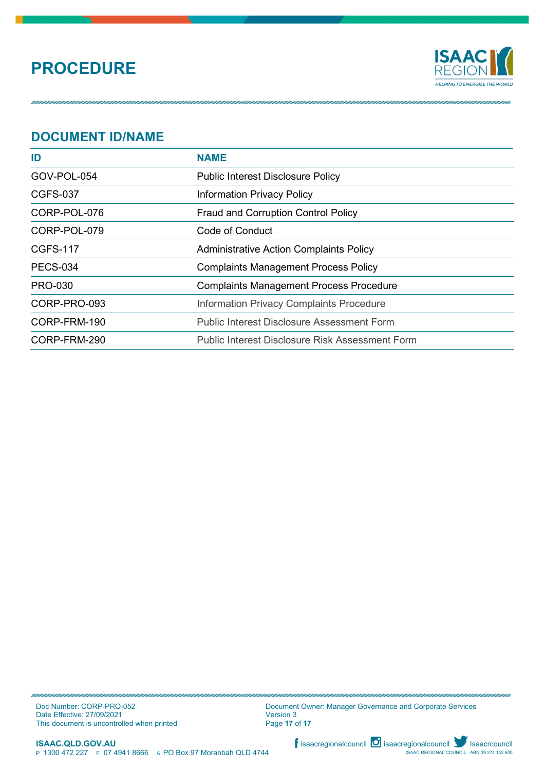# PROCEDURE

## DOCUMENT ID/NAME

| ID | NAME |
|---|---|
| GOV-POL-054 | Public Interest Disclosure Policy |
| CGFS-037 | Information Privacy Policy |
| CORP-POL-076 | Fraud and Corruption Control Policy |
| CORP-POL-079 | Code of Conduct |
| CGFS-117 | Administrative Action Complaints Policy |
| PECS-034 | Complaints Management Process Policy |
| PRO-030 | Complaints Management Process Procedure |
| CORP-PRO-093 | Information Privacy Complaints Procedure |
| CORP-FRM-190 | Public Interest Disclosure Assessment Form |
| CORP-FRM-290 | Public Interest Disclosure Risk Assessment Form |